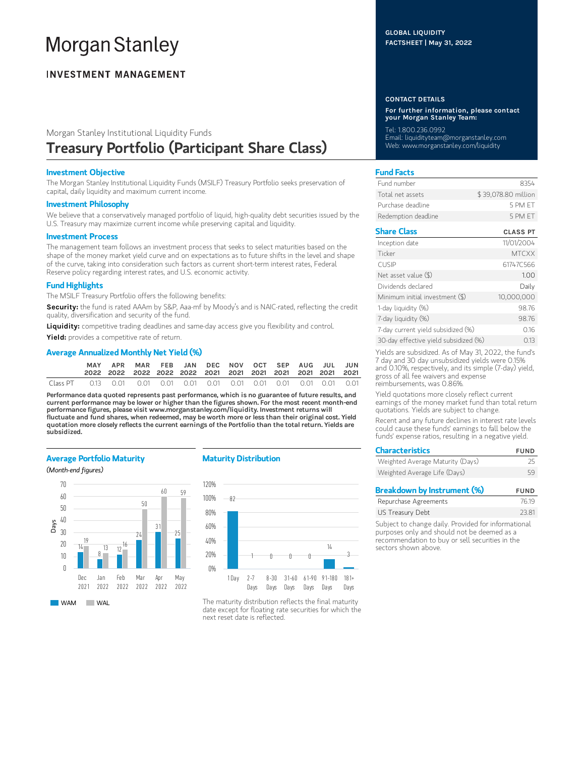# Morgan Stanley

**INVESTMENT MANAGEMENT**

GLOBAL LIQUIDITY
FACTSHEET | May 31, 2022

Morgan Stanley Institutional Liquidity Funds

## Treasury Portfolio (Participant Share Class)

### Investment Objective

The Morgan Stanley Institutional Liquidity Funds (MSILF) Treasury Portfolio seeks preservation of capital, daily liquidity and maximum current income.

### Investment Philosophy

We believe that a conservatively managed portfolio of liquid, high-quality debt securities issued by the U.S. Treasury may maximize current income while preserving capital and liquidity.

### Investment Process

The management team follows an investment process that seeks to select maturities based on the shape of the money market yield curve and on expectations as to future shifts in the level and shape of the curve, taking into consideration such factors as current short-term interest rates, Federal Reserve policy regarding interest rates, and U.S. economic activity.

### Fund Highlights

The MSILF Treasury Portfolio offers the following benefits:

**Security:** the fund is rated AAAm by S&P, Aaa-mf by Moody's and is NAIC-rated, reflecting the credit quality, diversification and security of the fund.

**Liquidity:** competitive trading deadlines and same-day access give you flexibility and control.

**Yield:** provides a competitive rate of return.

### Average Annualized Monthly Net Yield (%)

| | MAY 2022 | APR 2022 | MAR 2022 | FEB 2022 | JAN 2022 | DEC 2021 | NOV 2021 | OCT 2021 | SEP 2021 | AUG 2021 | JUL 2021 | JUN 2021 |
|---|---|---|---|---|---|---|---|---|---|---|---|---|
| Class PT | 0.13 | 0.01 | 0.01 | 0.01 | 0.01 | 0.01 | 0.01 | 0.01 | 0.01 | 0.01 | 0.01 | 0.01 |

**Performance data quoted represents past performance, which is no guarantee of future results, and current performance may be lower or higher than the figures shown. For the most recent month-end performance figures, please visit www.morganstanley.com/liquidity. Investment returns will fluctuate and fund shares, when redeemed, may be worth more or less than their original cost. Yield quotation more closely reflects the current earnings of the Portfolio than the total return. Yields are subsidized.**

### Average Portfolio Maturity

*(Month-end figures)*

| Days | Dec 2021 | Jan 2022 | Feb 2022 | Mar 2022 | Apr 2022 | May 2022 |
|---|---|---|---|---|---|---|
| WAM | 14 | 8 | 12 | 24 | 31 | 25 |
| WAL | 19 | 13 | 16 | 50 | 60 | 59 |

### Maturity Distribution

| 1 Day | 2-7 Days | 8-30 Days | 31-60 Days | 61-90 Days | 91-180 Days | 181+ Days |
|---|---|---|---|---|---|---|
| 82 | 1 | 0 | 0 | 0 | 14 | 3 |

The maturity distribution reflects the final maturity date except for floating rate securities for which the next reset date is reflected.

### CONTACT DETAILS

**For further information, please contact your Morgan Stanley Team:**

Tel: 1.800.236.0992
Email: liquidityteam@morganstanley.com
Web: www.morganstanley.com/liquidity

### Fund Facts

| | |
|---|---|
| Fund number | 8354 |
| Total net assets | $ 39,078.80 million |
| Purchase deadline | 5 PM ET |
| Redemption deadline | 5 PM ET |

### Share Class

| | CLASS PT |
|---|---|
| Inception date | 11/01/2004 |
| Ticker | MTCXX |
| CUSIP | 61747C566 |
| Net asset value ($) | 1.00 |
| Dividends declared | Daily |
| Minimum initial investment ($) | 10,000,000 |
| 1-day liquidity (%) | 98.76 |
| 7-day liquidity (%) | 98.76 |
| 7-day current yield subsidized (%) | 0.16 |
| 30-day effective yield subsidized (%) | 0.13 |

Yields are subsidized. As of May 31, 2022, the fund's 7 day and 30 day unsubsidized yields were 0.15% and 0.10%, respectively, and its simple (7-day) yield, gross of all fee waivers and expense reimbursements, was 0.86%.

Yield quotations more closely reflect current earnings of the money market fund than total return quotations. Yields are subject to change.

Recent and any future declines in interest rate levels could cause these funds' earnings to fall below the funds' expense ratios, resulting in a negative yield.

### Characteristics

| | FUND |
|---|---|
| Weighted Average Maturity (Days) | 25 |
| Weighted Average Life (Days) | 59 |

### Breakdown by Instrument (%)

| | FUND |
|---|---|
| Repurchase Agreements | 76.19 |
| US Treasury Debt | 23.81 |

Subject to change daily. Provided for informational purposes only and should not be deemed as a recommendation to buy or sell securities in the sectors shown above.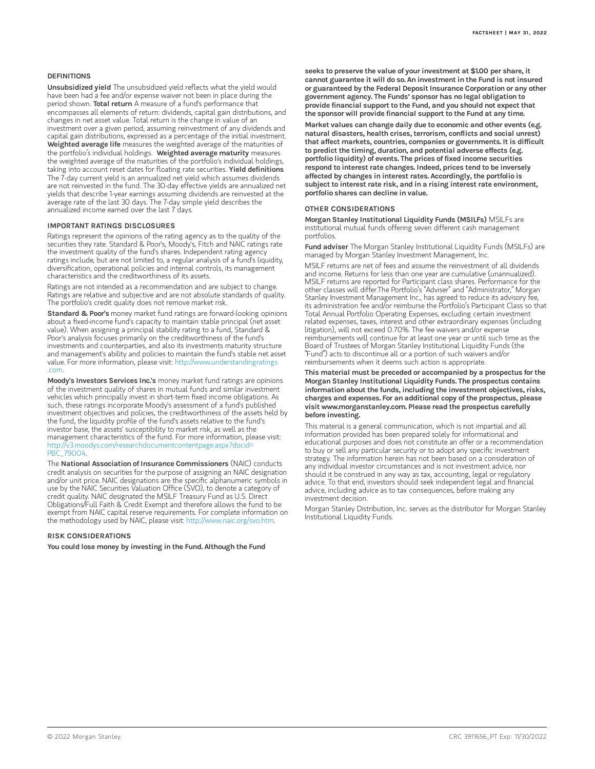## DEFINITIONS

**Unsubsidized yield** The unsubsidized yield reflects what the yield would have been had a fee and/or expense waiver not been in place during the period shown. **Total return** A measure of a fund's performance that encompasses all elements of return: dividends, capital gain distributions, and changes in net asset value. Total return is the change in value of an investment over a given period, assuming reinvestment of any dividends and capital gain distributions, expressed as a percentage of the initial investment. **Weighted average life** measures the weighted average of the maturities of the portfolio's individual holdings. **Weighted average maturity** measures the weighted average of the maturities of the portfolio's individual holdings, taking into account reset dates for floating rate securities. **Yield definitions** The 7-day current yield is an annualized net yield which assumes dividends are not reinvested in the fund. The 30-day effective yields are annualized net yields that describe 1-year earnings assuming dividends are reinvested at the average rate of the last 30 days. The 7-day simple yield describes the annualized income earned over the last 7 days.

## IMPORTANT RATINGS DISCLOSURES

Ratings represent the opinions of the rating agency as to the quality of the securities they rate. Standard & Poor's, Moody's, Fitch and NAIC ratings rate the investment quality of the fund's shares. Independent rating agency ratings include, but are not limited to, a regular analysis of a fund's liquidity, diversification, operational policies and internal controls, its management characteristics and the creditworthiness of its assets.

Ratings are not intended as a recommendation and are subject to change. Ratings are relative and subjective and are not absolute standards of quality. The portfolio's credit quality does not remove market risk.

**Standard & Poor's** money market fund ratings are forward-looking opinions about a fixed-income fund's capacity to maintain stable principal (net asset value). When assigning a principal stability rating to a fund, Standard & Poor's analysis focuses primarily on the creditworthiness of the fund's investments and counterparties, and also its investments maturity structure and management's ability and policies to maintain the fund's stable net asset value. For more information, please visit: http://www.understandingratings.com.

**Moody's Investors Services Inc.'s** money market fund ratings are opinions of the investment quality of shares in mutual funds and similar investment vehicles which principally invest in short-term fixed income obligations. As such, these ratings incorporate Moody's assessment of a fund's published investment objectives and policies, the creditworthiness of the assets held by the fund, the liquidity profile of the fund's assets relative to the fund's investor base, the assets' susceptibility to market risk, as well as the management characteristics of the fund. For more information, please visit: http://v3.moodys.com/researchdocumentcontentpage.aspx?docid=PBC_79004.

The **National Association of Insurance Commissioners** (NAIC) conducts credit analysis on securities for the purpose of assigning an NAIC designation and/or unit price. NAIC designations are the specific alphanumeric symbols in use by the NAIC Securities Valuation Office (SVO), to denote a category of credit quality. NAIC designated the MSILF Treasury Fund as U.S. Direct Obligations/Full Faith & Credit Exempt and therefore allows the fund to be exempt from NAIC capital reserve requirements. For complete information on the methodology used by NAIC, please visit: http://www.naic.org/svo.htm.

## RISK CONSIDERATIONS

**You could lose money by investing in the Fund. Although the Fund seeks to preserve the value of your investment at $1.00 per share, it cannot guarantee it will do so. An investment in the Fund is not insured or guaranteed by the Federal Deposit Insurance Corporation or any other government agency. The Funds' sponsor has no legal obligation to provide financial support to the Fund, and you should not expect that the sponsor will provide financial support to the Fund at any time.**

**Market values can change daily due to economic and other events (e.g. natural disasters, health crises, terrorism, conflicts and social unrest) that affect markets, countries, companies or governments. It is difficult to predict the timing, duration, and potential adverse effects (e.g. portfolio liquidity) of events. The prices of fixed income securities respond to interest rate changes. Indeed, prices tend to be inversely affected by changes in interest rates. Accordingly, the portfolio is subject to interest rate risk, and in a rising interest rate environment, portfolio shares can decline in value.**

## OTHER CONSIDERATIONS

**Morgan Stanley Institutional Liquidity Funds (MSILFs)** MSILFs are institutional mutual funds offering seven different cash management portfolios.

**Fund adviser** The Morgan Stanley Institutional Liquidity Funds (MSILFs) are managed by Morgan Stanley Investment Management, Inc.

MSILF returns are net of fees and assume the reinvestment of all dividends and income. Returns for less than one year are cumulative (unannualized). MSILF returns are reported for Participant class shares. Performance for the other classes will differ.The Portfolio's "Adviser" and "Administrator," Morgan Stanley Investment Management Inc., has agreed to reduce its advisory fee, its administration fee and/or reimburse the Portfolio's Participant Class so that Total Annual Portfolio Operating Expenses, excluding certain investment related expenses, taxes, interest and other extraordinary expenses (including litigation), will not exceed 0.70%. The fee waivers and/or expense reimbursements will continue for at least one year or until such time as the Board of Trustees of Morgan Stanley Institutional Liquidity Funds (the "Fund") acts to discontinue all or a portion of such waivers and/or reimbursements when it deems such action is appropriate.

**This material must be preceded or accompanied by a prospectus for the Morgan Stanley Institutional Liquidity Funds. The prospectus contains information about the funds, including the investment objectives, risks, charges and expenses. For an additional copy of the prospectus, please visit www.morganstanley.com. Please read the prospectus carefully before investing.**

This material is a general communication, which is not impartial and all information provided has been prepared solely for informational and educational purposes and does not constitute an offer or a recommendation to buy or sell any particular security or to adopt any specific investment strategy. The information herein has not been based on a consideration of any individual investor circumstances and is not investment advice, nor should it be construed in any way as tax, accounting, legal or regulatory advice. To that end, investors should seek independent legal and financial advice, including advice as to tax consequences, before making any investment decision.

Morgan Stanley Distribution, Inc. serves as the distributor for Morgan Stanley Institutional Liquidity Funds.

© 2022 Morgan Stanley.

CRC 3911656_PT Exp: 11/30/2022